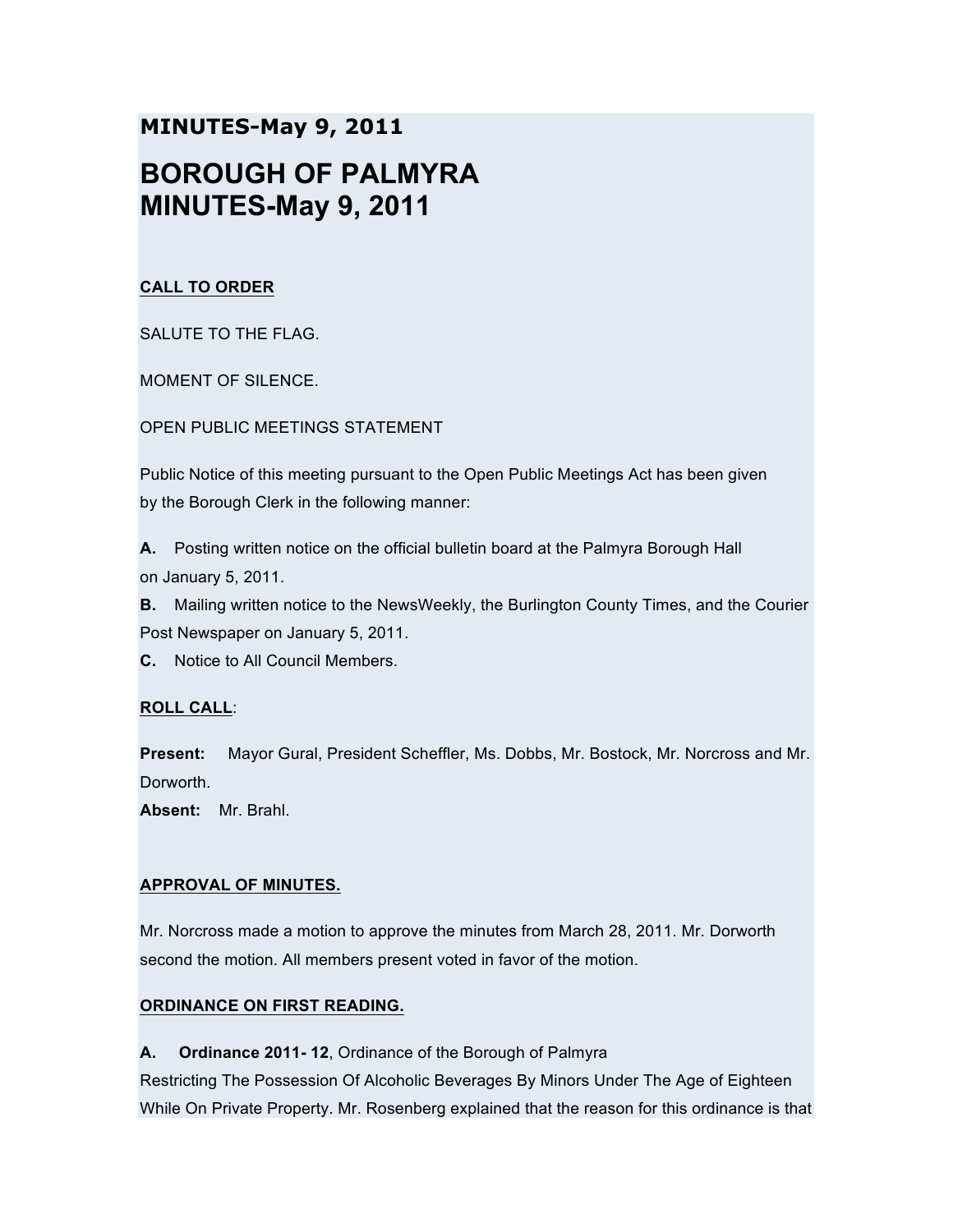**MINUTES-May 9, 2011**

# BOROUGH OF PALMYRA
# MINUTES-May 9, 2011

**CALL TO ORDER**

SALUTE TO THE FLAG.

MOMENT OF SILENCE.

OPEN PUBLIC MEETINGS STATEMENT

Public Notice of this meeting pursuant to the Open Public Meetings Act has been given by the Borough Clerk in the following manner:

**A.** Posting written notice on the official bulletin board at the Palmyra Borough Hall on January 5, 2011.
**B.** Mailing written notice to the NewsWeekly, the Burlington County Times, and the Courier Post Newspaper on January 5, 2011.
**C.** Notice to All Council Members.

**ROLL CALL**:

**Present:** Mayor Gural, President Scheffler, Ms. Dobbs, Mr. Bostock, Mr. Norcross and Mr. Dorworth.
**Absent:** Mr. Brahl.

**APPROVAL OF MINUTES.**

Mr. Norcross made a motion to approve the minutes from March 28, 2011. Mr. Dorworth second the motion. All members present voted in favor of the motion.

**ORDINANCE ON FIRST READING.**

**A. Ordinance 2011- 12**, Ordinance of the Borough of Palmyra Restricting The Possession Of Alcoholic Beverages By Minors Under The Age of Eighteen While On Private Property. Mr. Rosenberg explained that the reason for this ordinance is that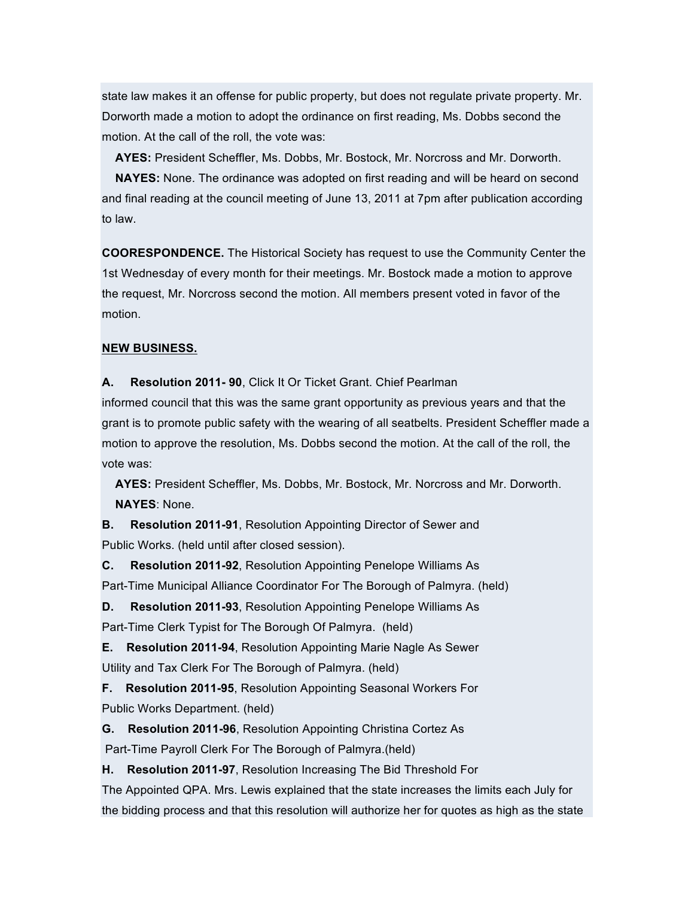state law makes it an offense for public property, but does not regulate private property. Mr. Dorworth made a motion to adopt the ordinance on first reading, Ms. Dobbs second the motion. At the call of the roll, the vote was:

**AYES:** President Scheffler, Ms. Dobbs, Mr. Bostock, Mr. Norcross and Mr. Dorworth.

**NAYES:** None. The ordinance was adopted on first reading and will be heard on second and final reading at the council meeting of June 13, 2011 at 7pm after publication according to law.

**COORESPONDENCE.** The Historical Society has request to use the Community Center the 1st Wednesday of every month for their meetings. Mr. Bostock made a motion to approve the request, Mr. Norcross second the motion. All members present voted in favor of the motion.

**NEW BUSINESS.**

**A. Resolution 2011- 90**, Click It Or Ticket Grant. Chief Pearlman informed council that this was the same grant opportunity as previous years and that the grant is to promote public safety with the wearing of all seatbelts. President Scheffler made a motion to approve the resolution, Ms. Dobbs second the motion. At the call of the roll, the vote was:

**AYES:** President Scheffler, Ms. Dobbs, Mr. Bostock, Mr. Norcross and Mr. Dorworth.

**NAYES**: None.

**B. Resolution 2011-91**, Resolution Appointing Director of Sewer and Public Works. (held until after closed session).

**C. Resolution 2011-92**, Resolution Appointing Penelope Williams As Part-Time Municipal Alliance Coordinator For The Borough of Palmyra. (held)

**D. Resolution 2011-93**, Resolution Appointing Penelope Williams As Part-Time Clerk Typist for The Borough Of Palmyra. (held)

**E. Resolution 2011-94**, Resolution Appointing Marie Nagle As Sewer Utility and Tax Clerk For The Borough of Palmyra. (held)

**F. Resolution 2011-95**, Resolution Appointing Seasonal Workers For Public Works Department. (held)

**G. Resolution 2011-96**, Resolution Appointing Christina Cortez As Part-Time Payroll Clerk For The Borough of Palmyra.(held)

**H. Resolution 2011-97**, Resolution Increasing The Bid Threshold For The Appointed QPA. Mrs. Lewis explained that the state increases the limits each July for the bidding process and that this resolution will authorize her for quotes as high as the state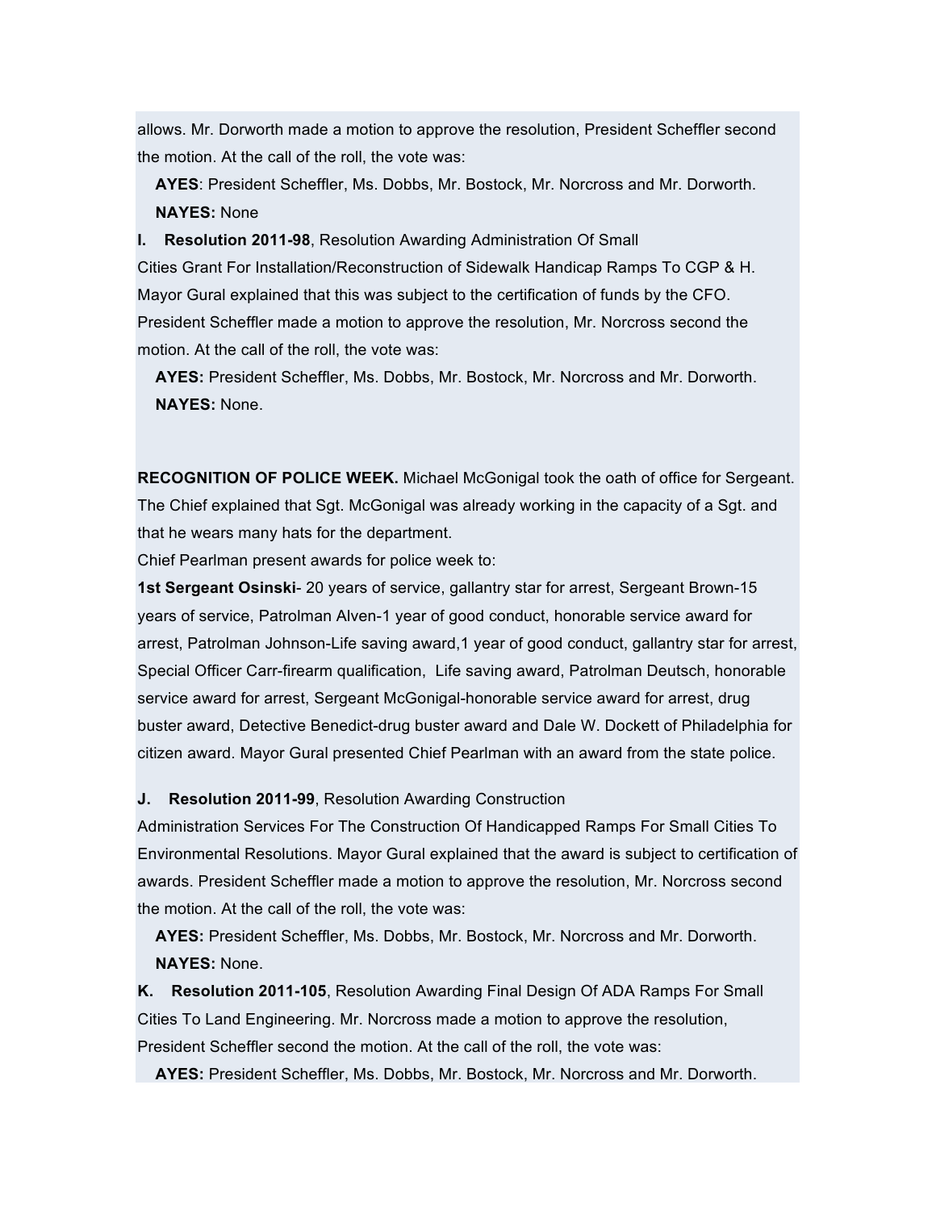allows. Mr. Dorworth made a motion to approve the resolution, President Scheffler second the motion. At the call of the roll, the vote was:

**AYES**: President Scheffler, Ms. Dobbs, Mr. Bostock, Mr. Norcross and Mr. Dorworth.

**NAYES:** None

**I. Resolution 2011-98**, Resolution Awarding Administration Of Small Cities Grant For Installation/Reconstruction of Sidewalk Handicap Ramps To CGP & H. Mayor Gural explained that this was subject to the certification of funds by the CFO. President Scheffler made a motion to approve the resolution, Mr. Norcross second the motion. At the call of the roll, the vote was:

**AYES:** President Scheffler, Ms. Dobbs, Mr. Bostock, Mr. Norcross and Mr. Dorworth.

**NAYES:** None.

**RECOGNITION OF POLICE WEEK.** Michael McGonigal took the oath of office for Sergeant. The Chief explained that Sgt. McGonigal was already working in the capacity of a Sgt. and that he wears many hats for the department.

Chief Pearlman present awards for police week to:

**1st Sergeant Osinski**- 20 years of service, gallantry star for arrest, Sergeant Brown-15 years of service, Patrolman Alven-1 year of good conduct, honorable service award for arrest, Patrolman Johnson-Life saving award,1 year of good conduct, gallantry star for arrest, Special Officer Carr-firearm qualification, Life saving award, Patrolman Deutsch, honorable service award for arrest, Sergeant McGonigal-honorable service award for arrest, drug buster award, Detective Benedict-drug buster award and Dale W. Dockett of Philadelphia for citizen award. Mayor Gural presented Chief Pearlman with an award from the state police.

**J. Resolution 2011-99**, Resolution Awarding Construction Administration Services For The Construction Of Handicapped Ramps For Small Cities To Environmental Resolutions. Mayor Gural explained that the award is subject to certification of awards. President Scheffler made a motion to approve the resolution, Mr. Norcross second the motion. At the call of the roll, the vote was:

**AYES:** President Scheffler, Ms. Dobbs, Mr. Bostock, Mr. Norcross and Mr. Dorworth.

**NAYES:** None.

**K. Resolution 2011-105**, Resolution Awarding Final Design Of ADA Ramps For Small Cities To Land Engineering. Mr. Norcross made a motion to approve the resolution, President Scheffler second the motion. At the call of the roll, the vote was:

**AYES:** President Scheffler, Ms. Dobbs, Mr. Bostock, Mr. Norcross and Mr. Dorworth.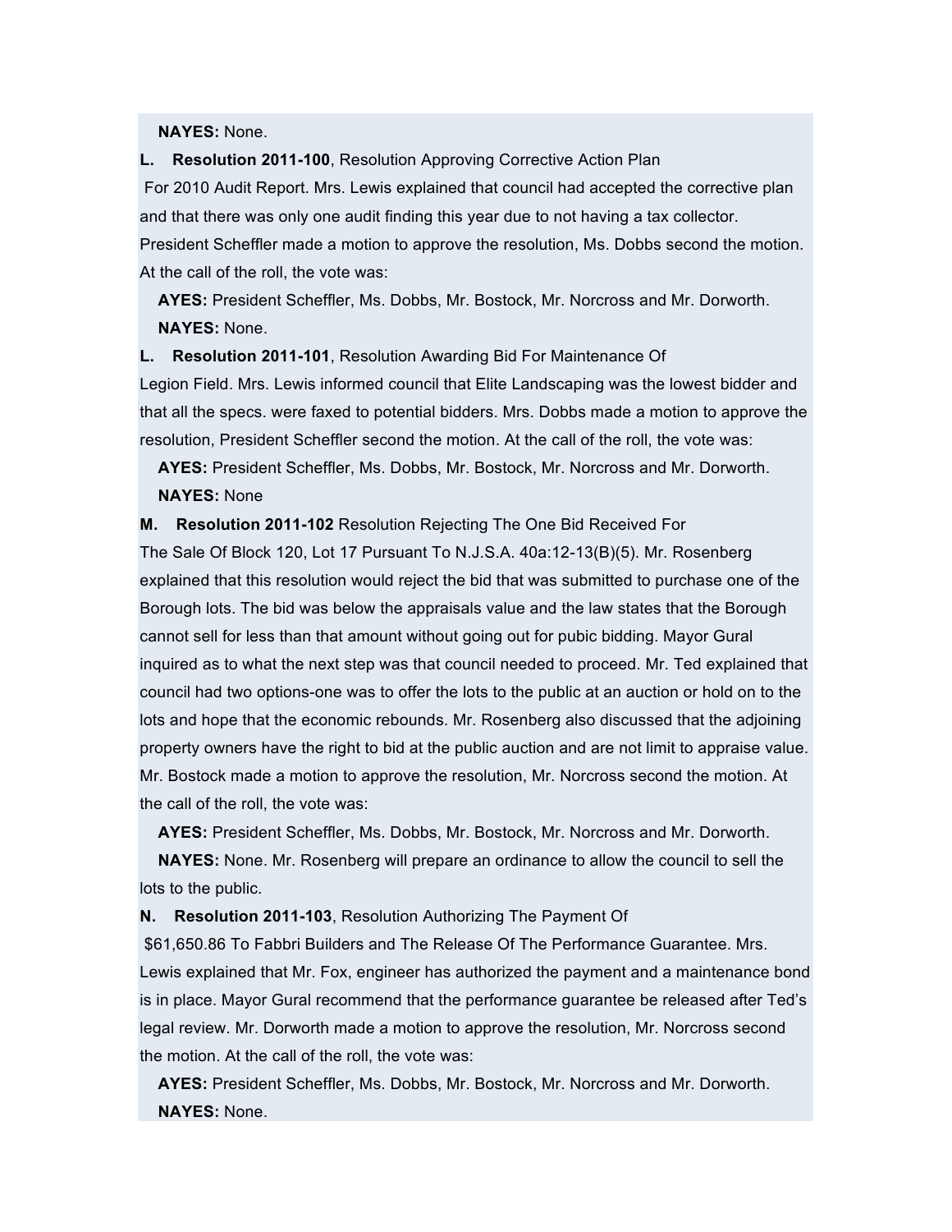**NAYES:** None.

**L. Resolution 2011-100**, Resolution Approving Corrective Action Plan For 2010 Audit Report. Mrs. Lewis explained that council had accepted the corrective plan and that there was only one audit finding this year due to not having a tax collector. President Scheffler made a motion to approve the resolution, Ms. Dobbs second the motion. At the call of the roll, the vote was:

**AYES:** President Scheffler, Ms. Dobbs, Mr. Bostock, Mr. Norcross and Mr. Dorworth.
**NAYES:** None.

**L. Resolution 2011-101**, Resolution Awarding Bid For Maintenance Of Legion Field. Mrs. Lewis informed council that Elite Landscaping was the lowest bidder and that all the specs. were faxed to potential bidders. Mrs. Dobbs made a motion to approve the resolution, President Scheffler second the motion. At the call of the roll, the vote was:

**AYES:** President Scheffler, Ms. Dobbs, Mr. Bostock, Mr. Norcross and Mr. Dorworth.
**NAYES:** None

**M. Resolution 2011-102** Resolution Rejecting The One Bid Received For The Sale Of Block 120, Lot 17 Pursuant To N.J.S.A. 40a:12-13(B)(5). Mr. Rosenberg explained that this resolution would reject the bid that was submitted to purchase one of the Borough lots. The bid was below the appraisals value and the law states that the Borough cannot sell for less than that amount without going out for pubic bidding. Mayor Gural inquired as to what the next step was that council needed to proceed. Mr. Ted explained that council had two options-one was to offer the lots to the public at an auction or hold on to the lots and hope that the economic rebounds. Mr. Rosenberg also discussed that the adjoining property owners have the right to bid at the public auction and are not limit to appraise value. Mr. Bostock made a motion to approve the resolution, Mr. Norcross second the motion. At the call of the roll, the vote was:

**AYES:** President Scheffler, Ms. Dobbs, Mr. Bostock, Mr. Norcross and Mr. Dorworth.
**NAYES:** None. Mr. Rosenberg will prepare an ordinance to allow the council to sell the lots to the public.

**N. Resolution 2011-103**, Resolution Authorizing The Payment Of $61,650.86 To Fabbri Builders and The Release Of The Performance Guarantee. Mrs. Lewis explained that Mr. Fox, engineer has authorized the payment and a maintenance bond is in place. Mayor Gural recommend that the performance guarantee be released after Ted's legal review. Mr. Dorworth made a motion to approve the resolution, Mr. Norcross second the motion. At the call of the roll, the vote was:

**AYES:** President Scheffler, Ms. Dobbs, Mr. Bostock, Mr. Norcross and Mr. Dorworth.
**NAYES:** None.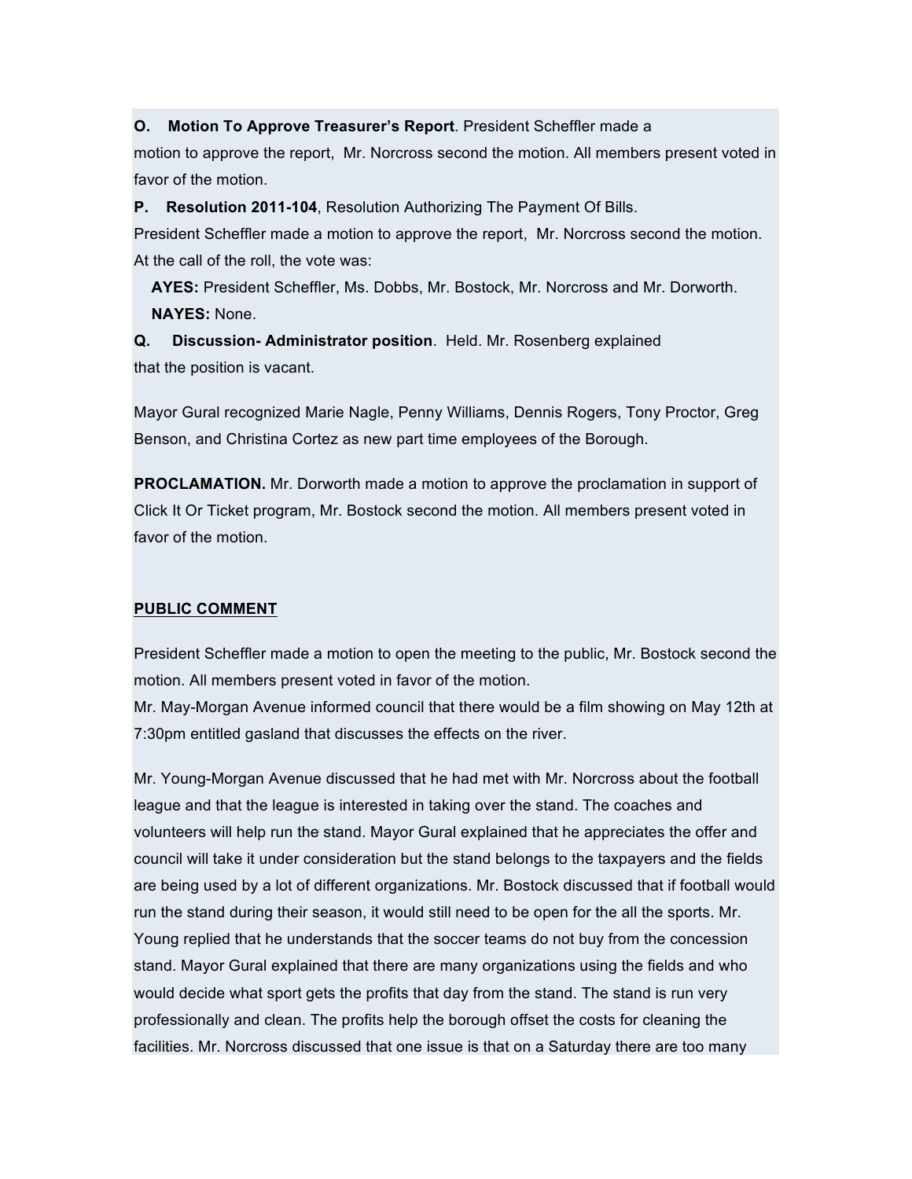**O. Motion To Approve Treasurer's Report**. President Scheffler made a motion to approve the report, Mr. Norcross second the motion. All members present voted in favor of the motion.

**P. Resolution 2011-104**, Resolution Authorizing The Payment Of Bills. President Scheffler made a motion to approve the report, Mr. Norcross second the motion. At the call of the roll, the vote was:

**AYES:** President Scheffler, Ms. Dobbs, Mr. Bostock, Mr. Norcross and Mr. Dorworth.
**NAYES:** None.

**Q. Discussion- Administrator position**. Held. Mr. Rosenberg explained that the position is vacant.

Mayor Gural recognized Marie Nagle, Penny Williams, Dennis Rogers, Tony Proctor, Greg Benson, and Christina Cortez as new part time employees of the Borough.

**PROCLAMATION.** Mr. Dorworth made a motion to approve the proclamation in support of Click It Or Ticket program, Mr. Bostock second the motion. All members present voted in favor of the motion.

**PUBLIC COMMENT**

President Scheffler made a motion to open the meeting to the public, Mr. Bostock second the motion. All members present voted in favor of the motion.
Mr. May-Morgan Avenue informed council that there would be a film showing on May 12th at 7:30pm entitled gasland that discusses the effects on the river.

Mr. Young-Morgan Avenue discussed that he had met with Mr. Norcross about the football league and that the league is interested in taking over the stand. The coaches and volunteers will help run the stand. Mayor Gural explained that he appreciates the offer and council will take it under consideration but the stand belongs to the taxpayers and the fields are being used by a lot of different organizations. Mr. Bostock discussed that if football would run the stand during their season, it would still need to be open for the all the sports. Mr. Young replied that he understands that the soccer teams do not buy from the concession stand. Mayor Gural explained that there are many organizations using the fields and who would decide what sport gets the profits that day from the stand. The stand is run very professionally and clean. The profits help the borough offset the costs for cleaning the facilities. Mr. Norcross discussed that one issue is that on a Saturday there are too many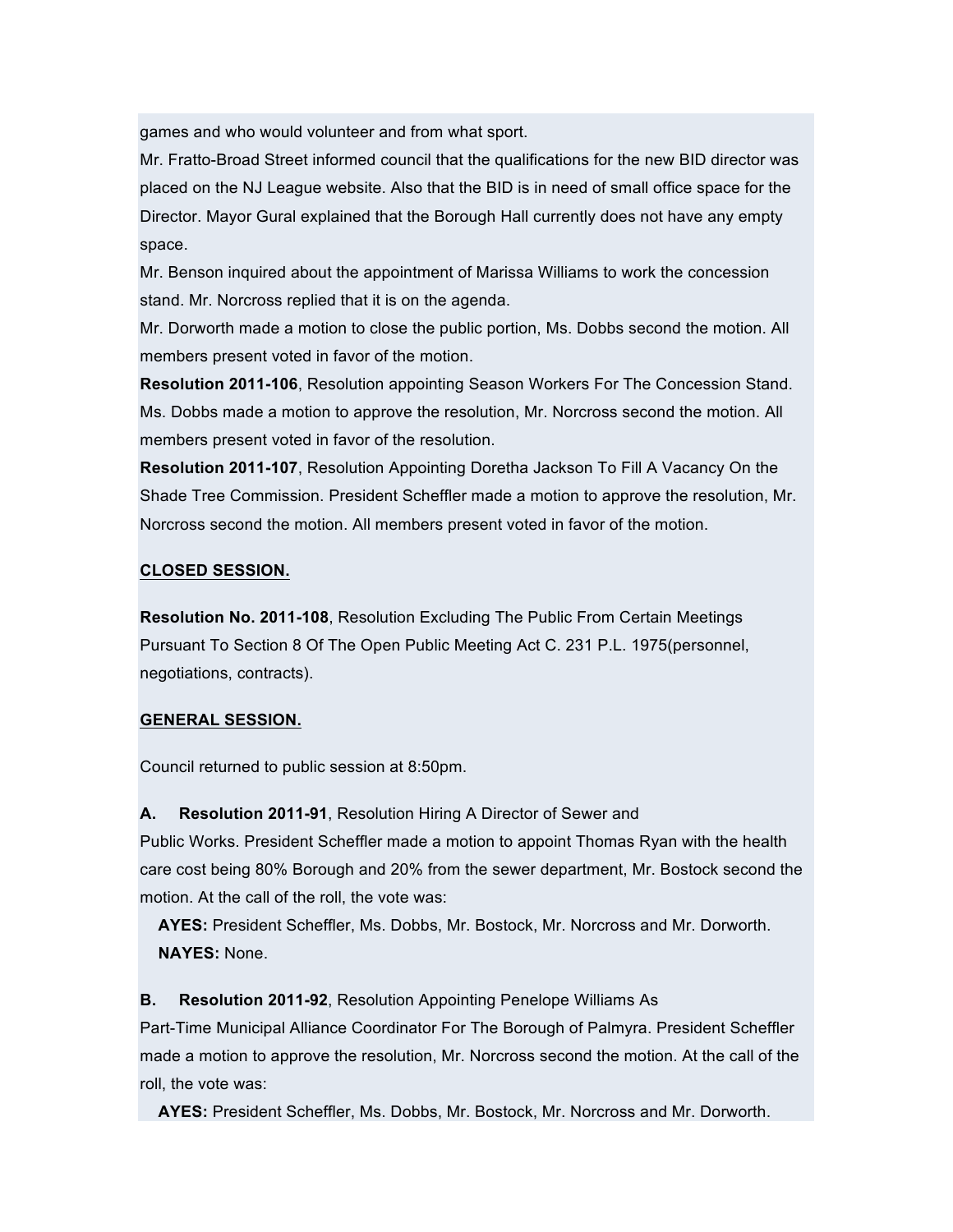games and who would volunteer and from what sport.

Mr. Fratto-Broad Street informed council that the qualifications for the new BID director was placed on the NJ League website. Also that the BID is in need of small office space for the Director. Mayor Gural explained that the Borough Hall currently does not have any empty space.

Mr. Benson inquired about the appointment of Marissa Williams to work the concession stand. Mr. Norcross replied that it is on the agenda.

Mr. Dorworth made a motion to close the public portion, Ms. Dobbs second the motion. All members present voted in favor of the motion.

**Resolution 2011-106**, Resolution appointing Season Workers For The Concession Stand. Ms. Dobbs made a motion to approve the resolution, Mr. Norcross second the motion. All members present voted in favor of the resolution.

**Resolution 2011-107**, Resolution Appointing Doretha Jackson To Fill A Vacancy On the Shade Tree Commission. President Scheffler made a motion to approve the resolution, Mr. Norcross second the motion. All members present voted in favor of the motion.

**CLOSED SESSION.**

**Resolution No. 2011-108**, Resolution Excluding The Public From Certain Meetings Pursuant To Section 8 Of The Open Public Meeting Act C. 231 P.L. 1975(personnel, negotiations, contracts).

**GENERAL SESSION.**

Council returned to public session at 8:50pm.

**A. Resolution 2011-91**, Resolution Hiring A Director of Sewer and Public Works. President Scheffler made a motion to appoint Thomas Ryan with the health care cost being 80% Borough and 20% from the sewer department, Mr. Bostock second the motion. At the call of the roll, the vote was:

**AYES:** President Scheffler, Ms. Dobbs, Mr. Bostock, Mr. Norcross and Mr. Dorworth.
**NAYES:** None.

**B. Resolution 2011-92**, Resolution Appointing Penelope Williams As Part-Time Municipal Alliance Coordinator For The Borough of Palmyra. President Scheffler made a motion to approve the resolution, Mr. Norcross second the motion. At the call of the roll, the vote was:

**AYES:** President Scheffler, Ms. Dobbs, Mr. Bostock, Mr. Norcross and Mr. Dorworth.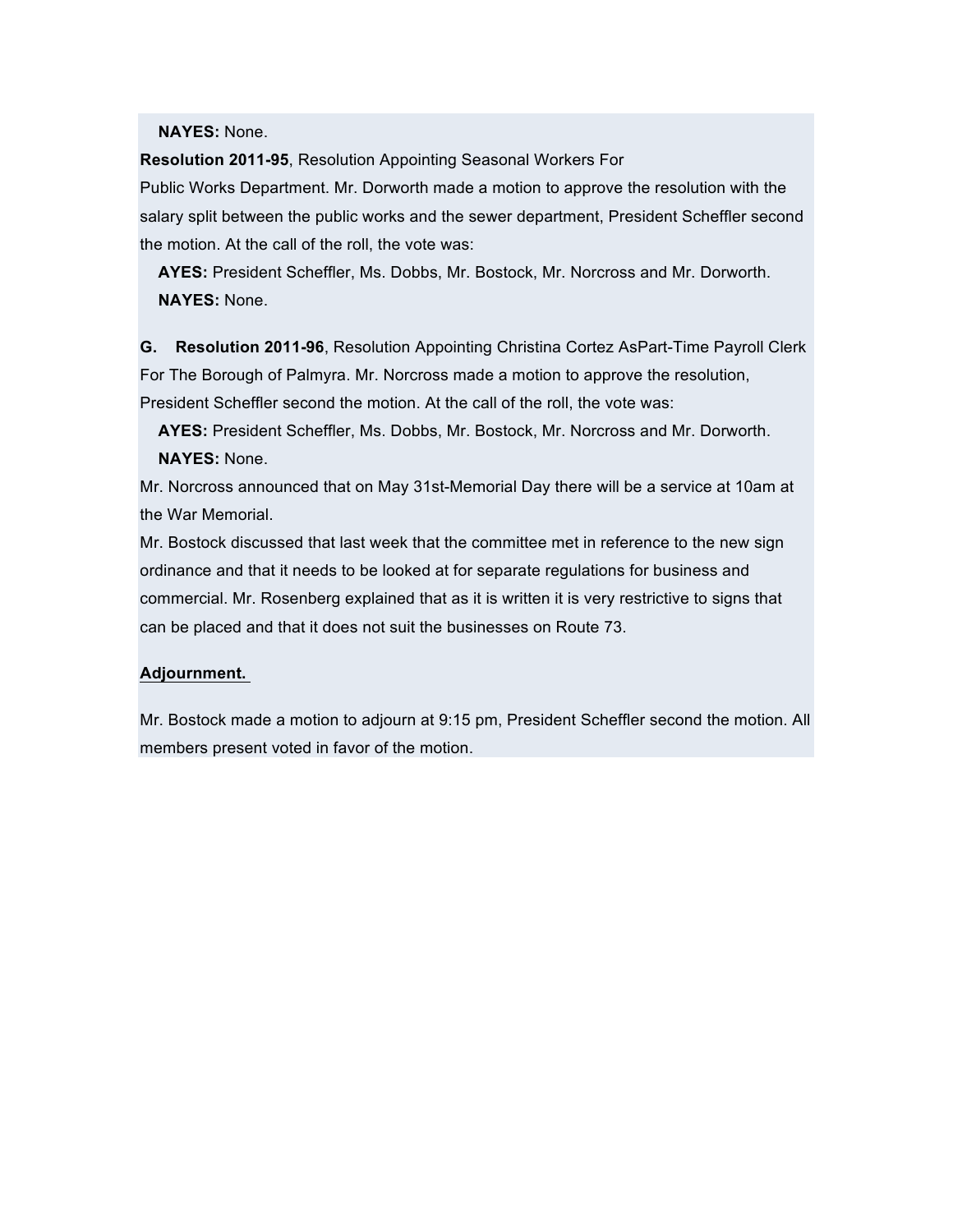**NAYES:** None.

**Resolution 2011-95**, Resolution Appointing Seasonal Workers For Public Works Department. Mr. Dorworth made a motion to approve the resolution with the salary split between the public works and the sewer department, President Scheffler second the motion. At the call of the roll, the vote was:

**AYES:** President Scheffler, Ms. Dobbs, Mr. Bostock, Mr. Norcross and Mr. Dorworth.
**NAYES:** None.

**G. Resolution 2011-96**, Resolution Appointing Christina Cortez AsPart-Time Payroll Clerk For The Borough of Palmyra. Mr. Norcross made a motion to approve the resolution, President Scheffler second the motion. At the call of the roll, the vote was:

**AYES:** President Scheffler, Ms. Dobbs, Mr. Bostock, Mr. Norcross and Mr. Dorworth.
**NAYES:** None.

Mr. Norcross announced that on May 31st-Memorial Day there will be a service at 10am at the War Memorial.

Mr. Bostock discussed that last week that the committee met in reference to the new sign ordinance and that it needs to be looked at for separate regulations for business and commercial. Mr. Rosenberg explained that as it is written it is very restrictive to signs that can be placed and that it does not suit the businesses on Route 73.

**Adjournment.**

Mr. Bostock made a motion to adjourn at 9:15 pm, President Scheffler second the motion. All members present voted in favor of the motion.